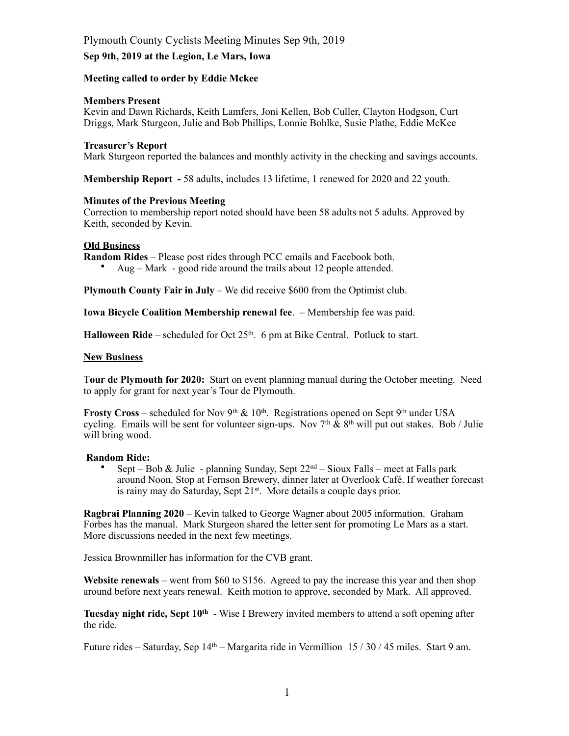Plymouth County Cyclists Meeting Minutes Sep 9th, 2019

**Sep 9th, 2019 at the Legion, Le Mars, Iowa**

**Meeting called to order by Eddie Mckee**

**Members Present**
Kevin and Dawn Richards, Keith Lamfers, Joni Kellen, Bob Culler, Clayton Hodgson, Curt Driggs, Mark Sturgeon, Julie and Bob Phillips, Lonnie Bohlke, Susie Plathe, Eddie McKee

**Treasurer's Report**
Mark Sturgeon reported the balances and monthly activity in the checking and savings accounts.

**Membership Report -** 58 adults, includes 13 lifetime, 1 renewed for 2020 and 22 youth.

**Minutes of the Previous Meeting**
Correction to membership report noted should have been 58 adults not 5 adults. Approved by Keith, seconded by Kevin.

**Old Business**

**Random Rides** – Please post rides through PCC emails and Facebook both.

- Aug – Mark - good ride around the trails about 12 people attended.

**Plymouth County Fair in July** – We did receive $600 from the Optimist club.

**Iowa Bicycle Coalition Membership renewal fee**. – Membership fee was paid.

**Halloween Ride** – scheduled for Oct 25th. 6 pm at Bike Central. Potluck to start.

**New Business**

T**our de Plymouth for 2020:** Start on event planning manual during the October meeting. Need to apply for grant for next year's Tour de Plymouth.

**Frosty Cross** – scheduled for Nov 9th & 10th. Registrations opened on Sept 9th under USA cycling. Emails will be sent for volunteer sign-ups. Nov 7th & 8th will put out stakes. Bob / Julie will bring wood.

**Random Ride:**

- Sept – Bob & Julie - planning Sunday, Sept 22nd – Sioux Falls – meet at Falls park around Noon. Stop at Fernson Brewery, dinner later at Overlook Café. If weather forecast is rainy may do Saturday, Sept 21st. More details a couple days prior.

**Ragbrai Planning 2020** – Kevin talked to George Wagner about 2005 information. Graham Forbes has the manual. Mark Sturgeon shared the letter sent for promoting Le Mars as a start. More discussions needed in the next few meetings.

Jessica Brownmiller has information for the CVB grant.

**Website renewals** – went from $60 to $156. Agreed to pay the increase this year and then shop around before next years renewal. Keith motion to approve, seconded by Mark. All approved.

**Tuesday night ride, Sept 10th** - Wise I Brewery invited members to attend a soft opening after the ride.

Future rides – Saturday, Sep 14th – Margarita ride in Vermillion 15 / 30 / 45 miles. Start 9 am.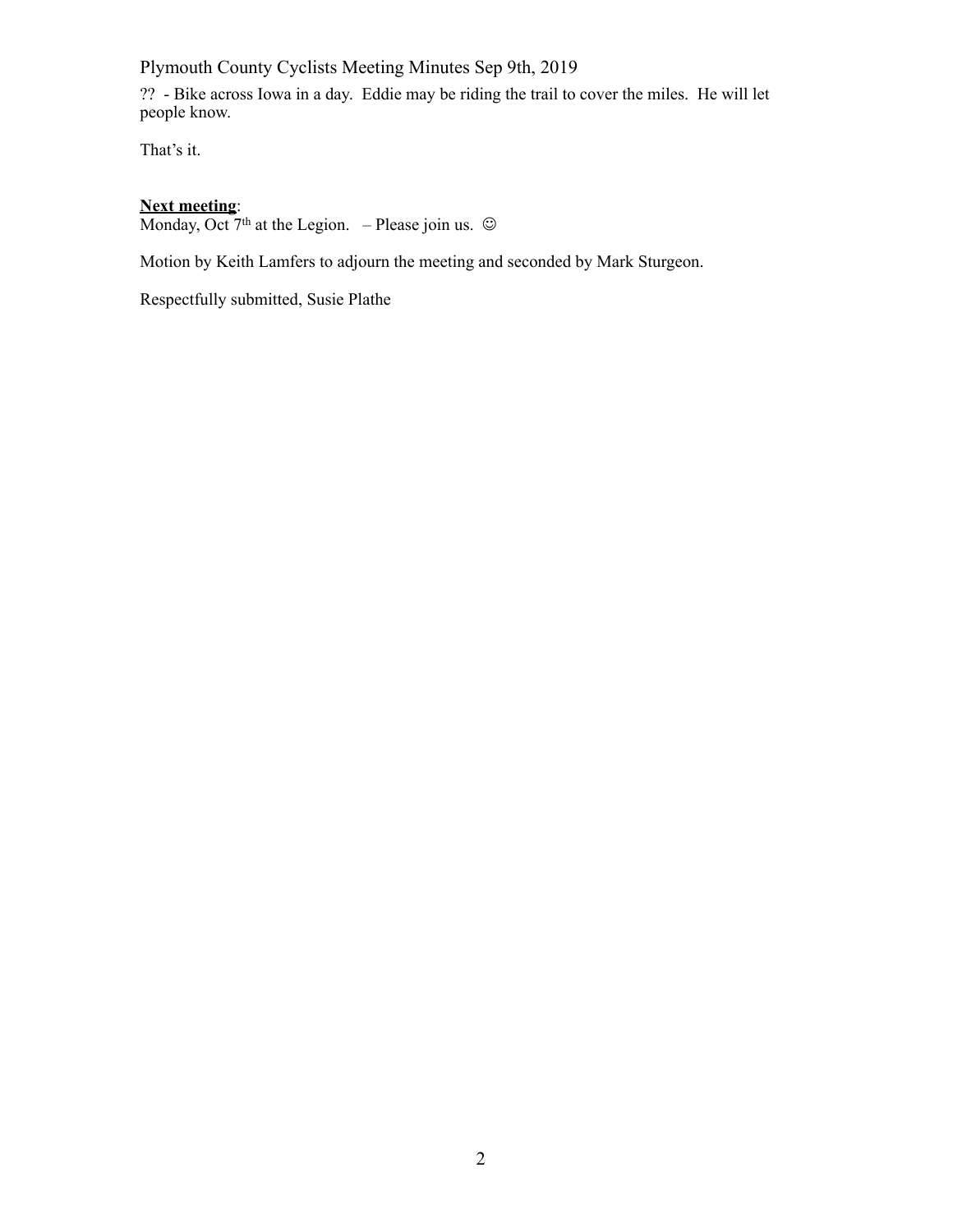?? - Bike across Iowa in a day. Eddie may be riding the trail to cover the miles. He will let people know.

That's it.

**<u>Next meeting</u>**:
Monday, Oct 7th at the Legion. – Please join us. ☺

Motion by Keith Lamfers to adjourn the meeting and seconded by Mark Sturgeon.

Respectfully submitted, Susie Plathe